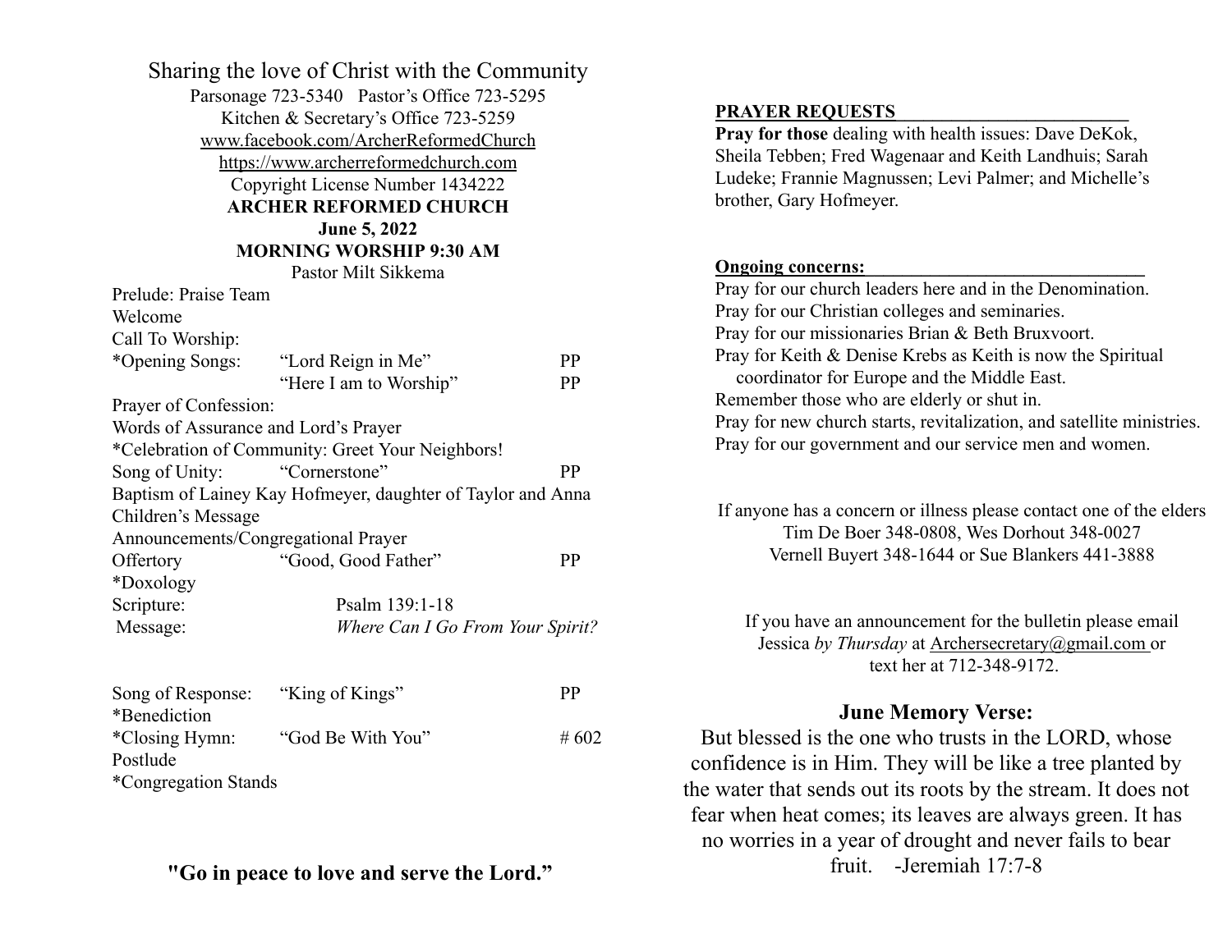Sharing the love of Christ with the Community

Parsonage 723-5340 Pastor's Office 723-5295

Kitchen & Secretary's Office 723-5259

www.facebook.com/ArcherReformedChurch

https://www.archerreformedchurch.com

Copyright License Number 1434222

**ARCHER REFORMED CHURCH**

**June 5, 2022**

**MORNING WORSHIP 9:30 AM**

Pastor Milt Sikkema

| | | |
|---|---|---|
| Prelude: Praise Team | | |
| Welcome | | |
| Call To Worship: | | |
| *Opening Songs: | "Lord Reign in Me" | PP |
| | "Here I am to Worship" | PP |
| Prayer of Confession: | | |
| Words of Assurance and Lord's Prayer | | |
| *Celebration of Community: Greet Your Neighbors! | | |
| Song of Unity: | "Cornerstone" | PP |
| Baptism of Lainey Kay Hofmeyer, daughter of Taylor and Anna | | |
| Children's Message | | |
| Announcements/Congregational Prayer | | |
| Offertory | "Good, Good Father" | PP |
| *Doxology | | |
| Scripture: | Psalm 139:1-18 | |
| Message: | *Where Can I Go From Your Spirit?* | |
| | | |
| Song of Response: | "King of Kings" | PP |
| *Benediction | | |
| *Closing Hymn: | "God Be With You" | # 602 |
| Postlude | | |
| *Congregation Stands | | |

**"Go in peace to love and serve the Lord."**

**PRAYER REQUESTS**

**Pray for those** dealing with health issues: Dave DeKok, Sheila Tebben; Fred Wagenaar and Keith Landhuis; Sarah Ludeke; Frannie Magnussen; Levi Palmer; and Michelle's brother, Gary Hofmeyer.

**Ongoing concerns:**

Pray for our church leaders here and in the Denomination.
Pray for our Christian colleges and seminaries.
Pray for our missionaries Brian & Beth Bruxvoort.
Pray for Keith & Denise Krebs as Keith is now the Spiritual coordinator for Europe and the Middle East.
Remember those who are elderly or shut in.
Pray for new church starts, revitalization, and satellite ministries.
Pray for our government and our service men and women.

If anyone has a concern or illness please contact one of the elders
Tim De Boer 348-0808, Wes Dorhout 348-0027
Vernell Buyert 348-1644 or Sue Blankers 441-3888

If you have an announcement for the bulletin please email Jessica *by Thursday* at Archersecretary@gmail.com or text her at 712-348-9172.

**June Memory Verse:**

But blessed is the one who trusts in the LORD, whose confidence is in Him. They will be like a tree planted by the water that sends out its roots by the stream. It does not fear when heat comes; its leaves are always green. It has no worries in a year of drought and never fails to bear fruit. -Jeremiah 17:7-8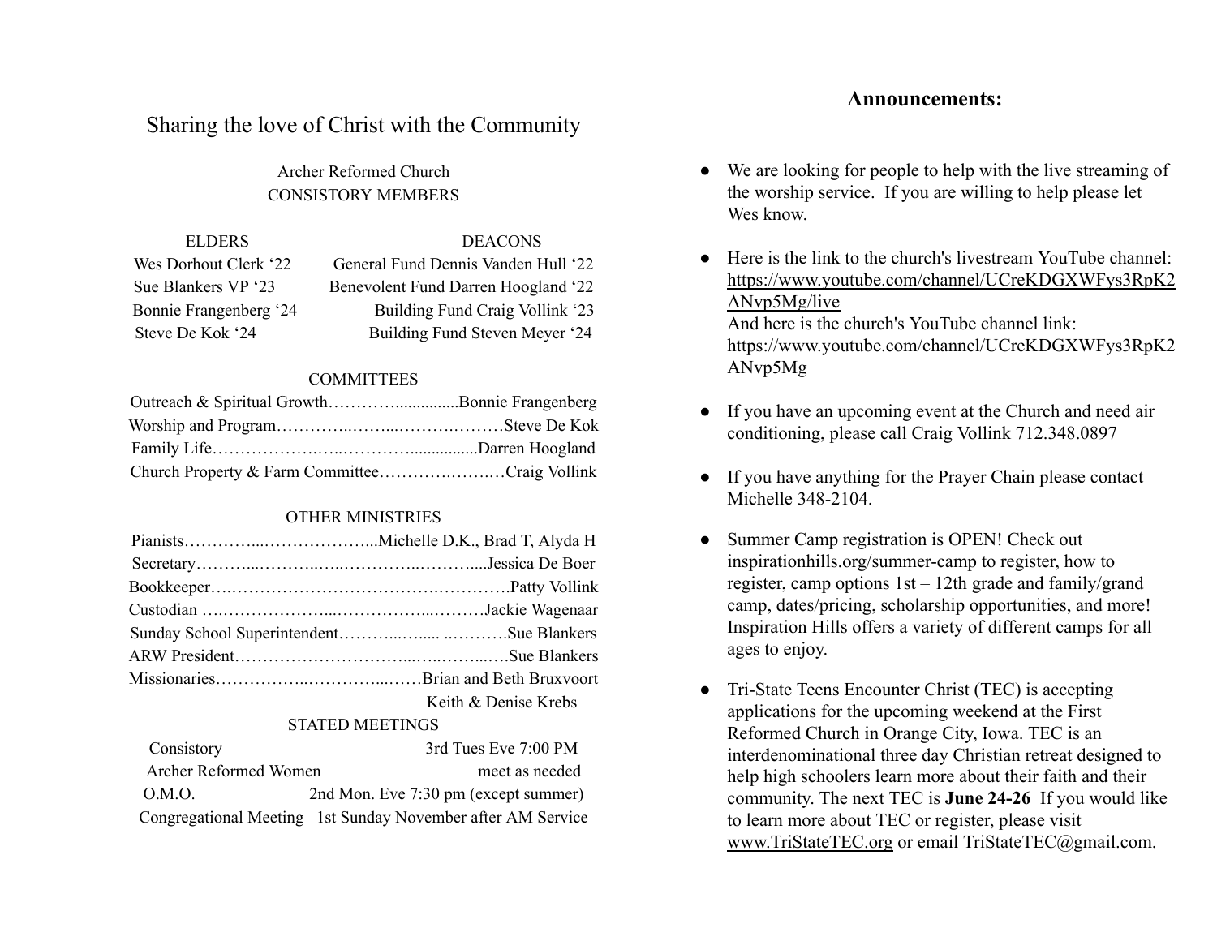## Sharing the love of Christ with the Community

Archer Reformed Church
CONSISTORY MEMBERS

| ELDERS | DEACONS |
| --- | --- |
| Wes Dorhout Clerk '22 | General Fund Dennis Vanden Hull '22 |
| Sue Blankers VP '23 | Benevolent Fund Darren Hoogland '22 |
| Bonnie Frangenberg '24 | Building Fund Craig Vollink '23 |
| Steve De Kok '24 | Building Fund Steven Meyer '24 |

COMMITTEES

Outreach & Spiritual Growth…………...............Bonnie Frangenberg
Worship and Program…………..……...……….………Steve De Kok
Family Life……………….…..…………................Darren Hoogland
Church Property & Farm Committee……….……..…Craig Vollink

OTHER MINISTRIES

Pianists…………...………………...Michelle D.K., Brad T, Alyda H
Secretary………...……….…..…………..………....Jessica De Boer
Bookkeeper….…………………………….………….Patty Vollink
Custodian ….………………...……………...………Jackie Wagenaar
Sunday School Superintendent………...….... ..……….Sue Blankers
ARW President…………………………...….……...….Sue Blankers
Missionaries……………..…………...……Brian and Beth Bruxvoort
Keith & Denise Krebs

STATED MEETINGS

| | |
| --- | --- |
| Consistory | 3rd Tues Eve 7:00 PM |
| Archer Reformed Women | meet as needed |
| O.M.O. | 2nd Mon. Eve 7:30 pm (except summer) |
| Congregational Meeting | 1st Sunday November after AM Service |

## Announcements:

- We are looking for people to help with the live streaming of the worship service. If you are willing to help please let Wes know.
- Here is the link to the church's livestream YouTube channel: https://www.youtube.com/channel/UCreKDGXWFys3RpK2ANvp5Mg/live
  And here is the church's YouTube channel link: https://www.youtube.com/channel/UCreKDGXWFys3RpK2ANvp5Mg
- If you have an upcoming event at the Church and need air conditioning, please call Craig Vollink 712.348.0897
- If you have anything for the Prayer Chain please contact Michelle 348-2104.
- Summer Camp registration is OPEN! Check out inspirationhills.org/summer-camp to register, how to register, camp options 1st – 12th grade and family/grand camp, dates/pricing, scholarship opportunities, and more! Inspiration Hills offers a variety of different camps for all ages to enjoy.
- Tri-State Teens Encounter Christ (TEC) is accepting applications for the upcoming weekend at the First Reformed Church in Orange City, Iowa. TEC is an interdenominational three day Christian retreat designed to help high schoolers learn more about their faith and their community. The next TEC is **June 24-26** If you would like to learn more about TEC or register, please visit www.TriStateTEC.org or email TriStateTEC@gmail.com.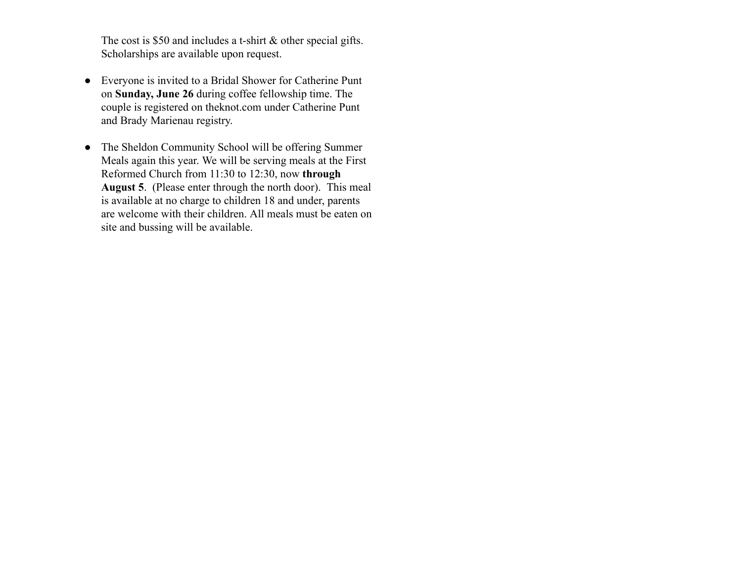The cost is $50 and includes a t-shirt & other special gifts. Scholarships are available upon request.

- Everyone is invited to a Bridal Shower for Catherine Punt on **Sunday, June 26** during coffee fellowship time. The couple is registered on theknot.com under Catherine Punt and Brady Marienau registry.

- The Sheldon Community School will be offering Summer Meals again this year. We will be serving meals at the First Reformed Church from 11:30 to 12:30, now **through August 5**. (Please enter through the north door). This meal is available at no charge to children 18 and under, parents are welcome with their children. All meals must be eaten on site and bussing will be available.